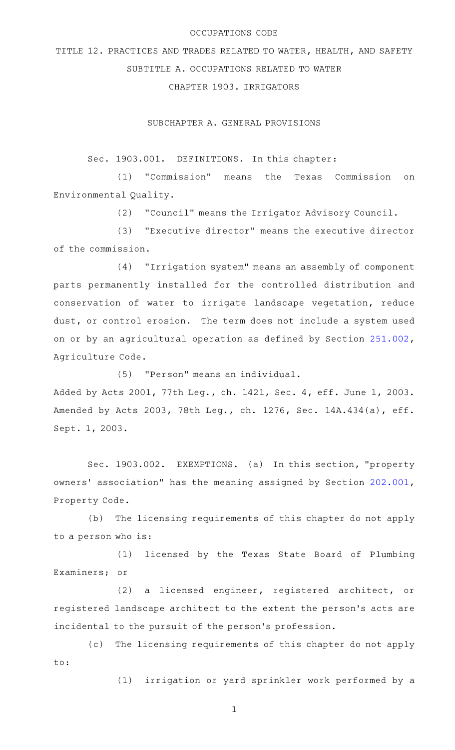OCCUPATIONS CODE

TITLE 12. PRACTICES AND TRADES RELATED TO WATER, HEALTH, AND SAFETY

SUBTITLE A. OCCUPATIONS RELATED TO WATER

CHAPTER 1903. IRRIGATORS

SUBCHAPTER A. GENERAL PROVISIONS

Sec. 1903.001. DEFINITIONS. In this chapter:

(1) "Commission" means the Texas Commission on Environmental Quality.

(2) "Council" means the Irrigator Advisory Council.

(3) "Executive director" means the executive director of the commission.

(4) "Irrigation system" means an assembly of component parts permanently installed for the controlled distribution and conservation of water to irrigate landscape vegetation, reduce dust, or control erosion. The term does not include a system used on or by an agricultural operation as defined by Section 251.002, Agriculture Code.

(5) "Person" means an individual.

Added by Acts 2001, 77th Leg., ch. 1421, Sec. 4, eff. June 1, 2003. Amended by Acts 2003, 78th Leg., ch. 1276, Sec. 14A.434(a), eff. Sept. 1, 2003.

Sec. 1903.002. EXEMPTIONS. (a) In this section, "property owners' association" has the meaning assigned by Section 202.001, Property Code.

(b) The licensing requirements of this chapter do not apply to a person who is:

(1) licensed by the Texas State Board of Plumbing Examiners; or

(2) a licensed engineer, registered architect, or registered landscape architect to the extent the person's acts are incidental to the pursuit of the person's profession.

(c) The licensing requirements of this chapter do not apply to:

(1) irrigation or yard sprinkler work performed by a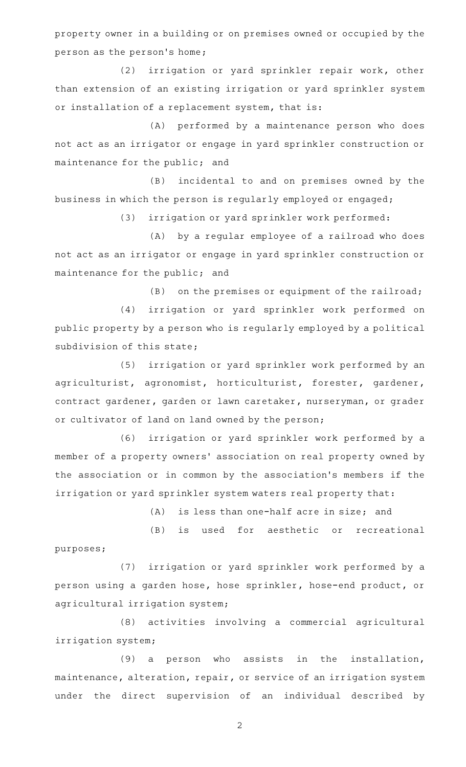property owner in a building or on premises owned or occupied by the person as the person's home;

(2) irrigation or yard sprinkler repair work, other than extension of an existing irrigation or yard sprinkler system or installation of a replacement system, that is:

(A) performed by a maintenance person who does not act as an irrigator or engage in yard sprinkler construction or maintenance for the public; and

(B) incidental to and on premises owned by the business in which the person is regularly employed or engaged;

(3) irrigation or yard sprinkler work performed:

(A) by a regular employee of a railroad who does not act as an irrigator or engage in yard sprinkler construction or maintenance for the public; and

(B) on the premises or equipment of the railroad;

(4) irrigation or yard sprinkler work performed on public property by a person who is regularly employed by a political subdivision of this state;

(5) irrigation or yard sprinkler work performed by an agriculturist, agronomist, horticulturist, forester, gardener, contract gardener, garden or lawn caretaker, nurseryman, or grader or cultivator of land on land owned by the person;

(6) irrigation or yard sprinkler work performed by a member of a property owners' association on real property owned by the association or in common by the association's members if the irrigation or yard sprinkler system waters real property that:

(A) is less than one-half acre in size; and

(B) is used for aesthetic or recreational purposes;

(7) irrigation or yard sprinkler work performed by a person using a garden hose, hose sprinkler, hose-end product, or agricultural irrigation system;

(8) activities involving a commercial agricultural irrigation system;

(9) a person who assists in the installation, maintenance, alteration, repair, or service of an irrigation system under the direct supervision of an individual described by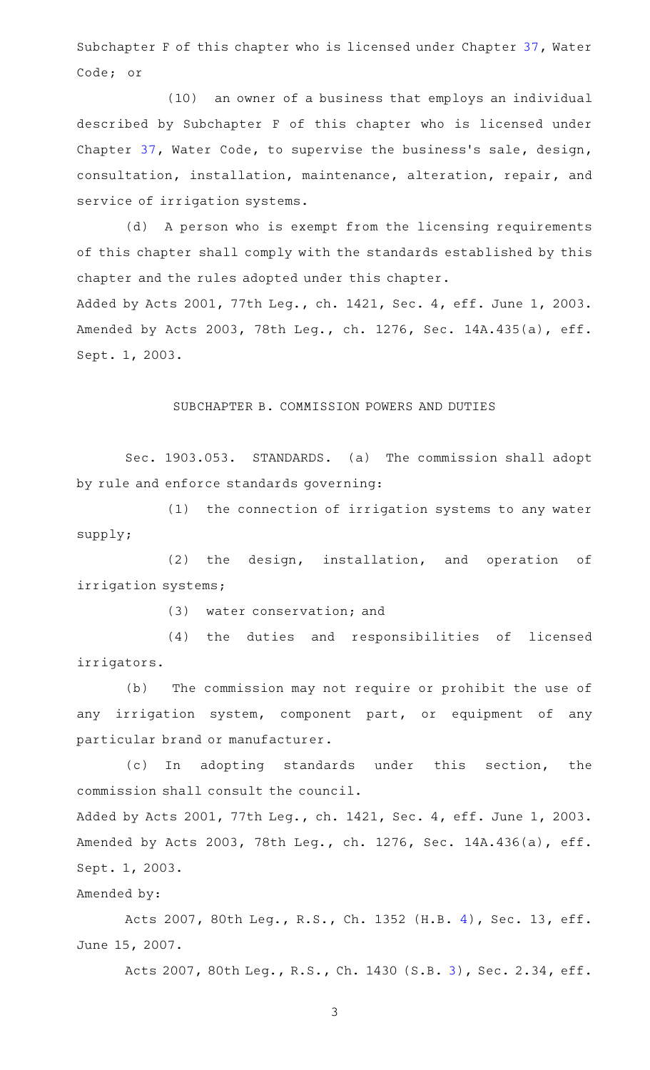Subchapter F of this chapter who is licensed under Chapter 37, Water Code; or

(10) an owner of a business that employs an individual described by Subchapter F of this chapter who is licensed under Chapter 37, Water Code, to supervise the business's sale, design, consultation, installation, maintenance, alteration, repair, and service of irrigation systems.

(d) A person who is exempt from the licensing requirements of this chapter shall comply with the standards established by this chapter and the rules adopted under this chapter.

Added by Acts 2001, 77th Leg., ch. 1421, Sec. 4, eff. June 1, 2003. Amended by Acts 2003, 78th Leg., ch. 1276, Sec. 14A.435(a), eff. Sept. 1, 2003.

## SUBCHAPTER B. COMMISSION POWERS AND DUTIES

Sec. 1903.053. STANDARDS. (a) The commission shall adopt by rule and enforce standards governing:

(1) the connection of irrigation systems to any water supply;

(2) the design, installation, and operation of irrigation systems;

(3) water conservation; and

(4) the duties and responsibilities of licensed irrigators.

(b) The commission may not require or prohibit the use of any irrigation system, component part, or equipment of any particular brand or manufacturer.

(c) In adopting standards under this section, the commission shall consult the council.

Added by Acts 2001, 77th Leg., ch. 1421, Sec. 4, eff. June 1, 2003. Amended by Acts 2003, 78th Leg., ch. 1276, Sec. 14A.436(a), eff. Sept. 1, 2003.

Amended by:

Acts 2007, 80th Leg., R.S., Ch. 1352 (H.B. 4), Sec. 13, eff. June 15, 2007.

Acts 2007, 80th Leg., R.S., Ch. 1430 (S.B. 3), Sec. 2.34, eff.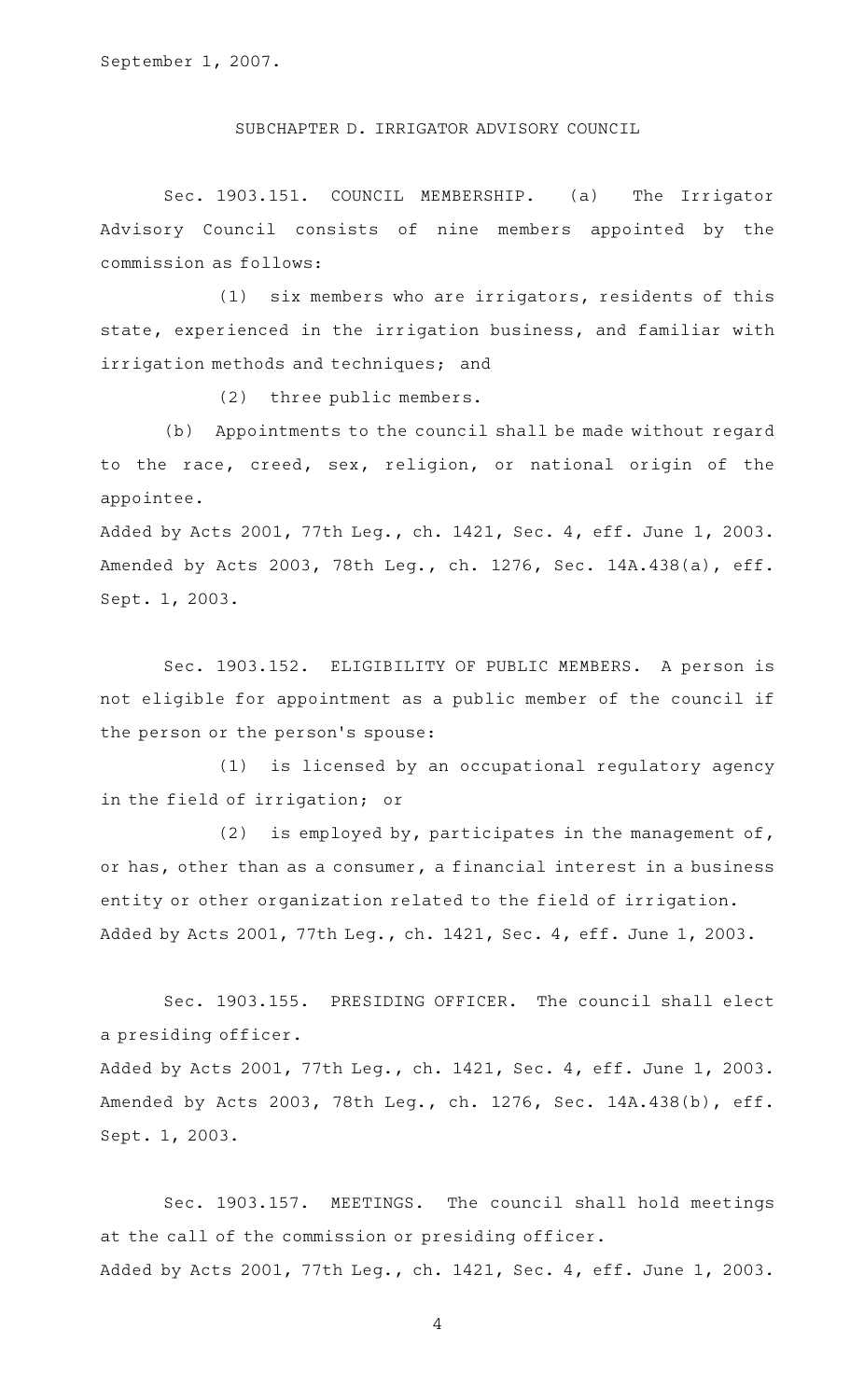September 1, 2007.

SUBCHAPTER D. IRRIGATOR ADVISORY COUNCIL

Sec. 1903.151. COUNCIL MEMBERSHIP. (a) The Irrigator Advisory Council consists of nine members appointed by the commission as follows:

(1) six members who are irrigators, residents of this state, experienced in the irrigation business, and familiar with irrigation methods and techniques; and

(2) three public members.

(b) Appointments to the council shall be made without regard to the race, creed, sex, religion, or national origin of the appointee.

Added by Acts 2001, 77th Leg., ch. 1421, Sec. 4, eff. June 1, 2003. Amended by Acts 2003, 78th Leg., ch. 1276, Sec. 14A.438(a), eff. Sept. 1, 2003.

Sec. 1903.152. ELIGIBILITY OF PUBLIC MEMBERS. A person is not eligible for appointment as a public member of the council if the person or the person's spouse:

(1) is licensed by an occupational regulatory agency in the field of irrigation; or

(2) is employed by, participates in the management of, or has, other than as a consumer, a financial interest in a business entity or other organization related to the field of irrigation.

Added by Acts 2001, 77th Leg., ch. 1421, Sec. 4, eff. June 1, 2003.

Sec. 1903.155. PRESIDING OFFICER. The council shall elect a presiding officer.

Added by Acts 2001, 77th Leg., ch. 1421, Sec. 4, eff. June 1, 2003. Amended by Acts 2003, 78th Leg., ch. 1276, Sec. 14A.438(b), eff. Sept. 1, 2003.

Sec. 1903.157. MEETINGS. The council shall hold meetings at the call of the commission or presiding officer.

Added by Acts 2001, 77th Leg., ch. 1421, Sec. 4, eff. June 1, 2003.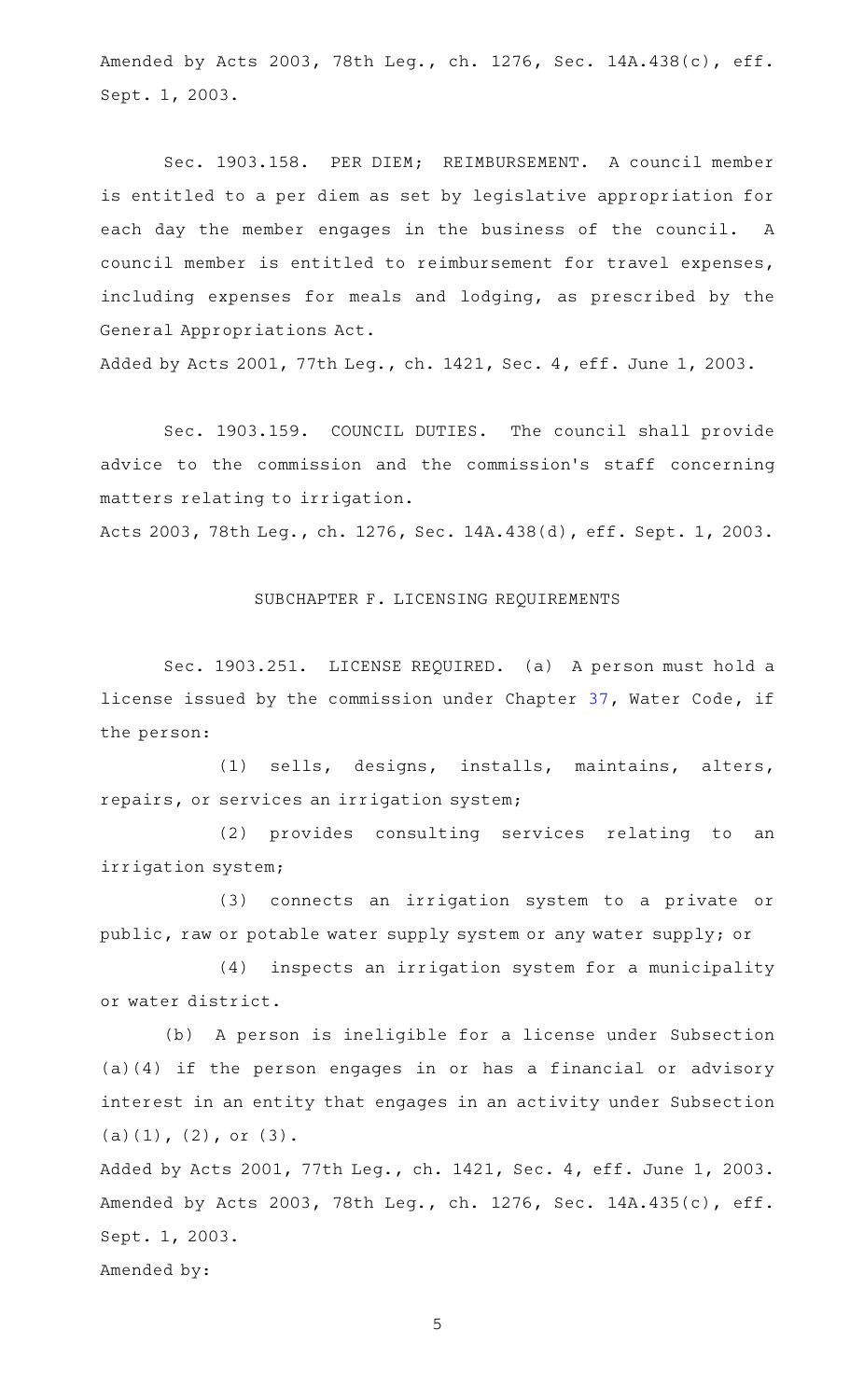Amended by Acts 2003, 78th Leg., ch. 1276, Sec. 14A.438(c), eff. Sept. 1, 2003.

Sec. 1903.158. PER DIEM; REIMBURSEMENT. A council member is entitled to a per diem as set by legislative appropriation for each day the member engages in the business of the council. A council member is entitled to reimbursement for travel expenses, including expenses for meals and lodging, as prescribed by the General Appropriations Act.

Added by Acts 2001, 77th Leg., ch. 1421, Sec. 4, eff. June 1, 2003.

Sec. 1903.159. COUNCIL DUTIES. The council shall provide advice to the commission and the commission's staff concerning matters relating to irrigation.

Acts 2003, 78th Leg., ch. 1276, Sec. 14A.438(d), eff. Sept. 1, 2003.

## SUBCHAPTER F. LICENSING REQUIREMENTS

Sec. 1903.251. LICENSE REQUIRED. (a) A person must hold a license issued by the commission under Chapter 37, Water Code, if the person:

(1) sells, designs, installs, maintains, alters, repairs, or services an irrigation system;

(2) provides consulting services relating to an irrigation system;

(3) connects an irrigation system to a private or public, raw or potable water supply system or any water supply; or

(4) inspects an irrigation system for a municipality or water district.

(b) A person is ineligible for a license under Subsection (a)(4) if the person engages in or has a financial or advisory interest in an entity that engages in an activity under Subsection (a)(1), (2), or (3).

Added by Acts 2001, 77th Leg., ch. 1421, Sec. 4, eff. June 1, 2003.
Amended by Acts 2003, 78th Leg., ch. 1276, Sec. 14A.435(c), eff. Sept. 1, 2003.

Amended by: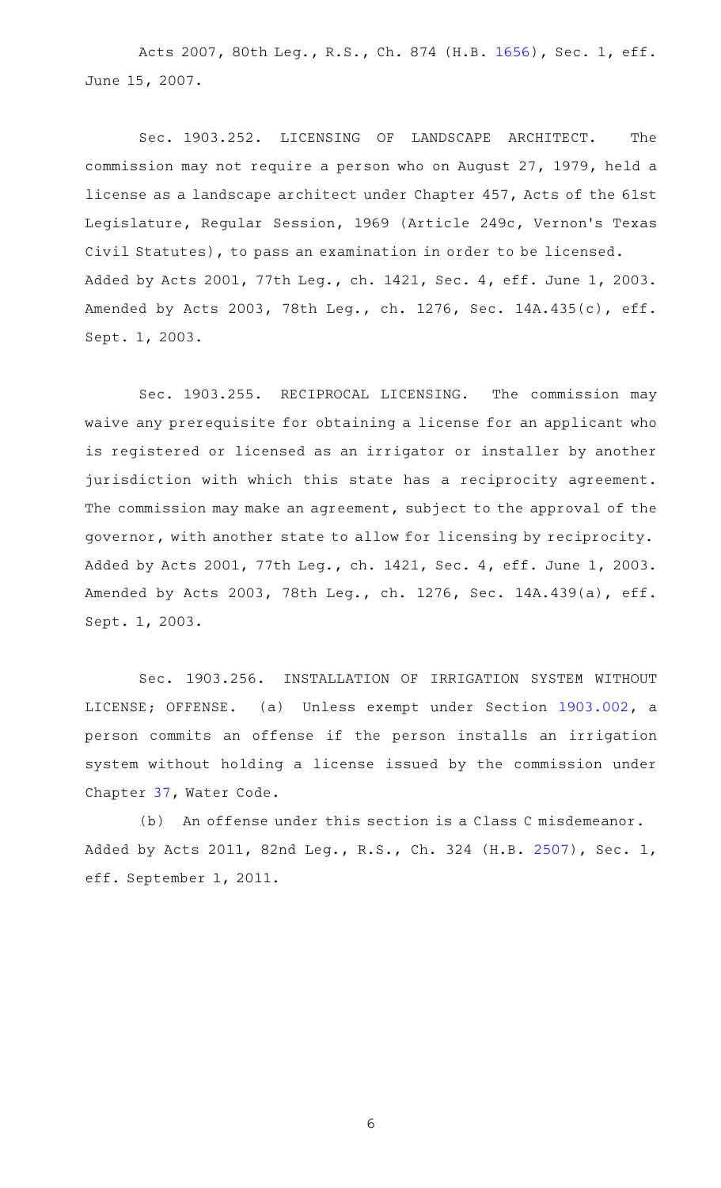Acts 2007, 80th Leg., R.S., Ch. 874 (H.B. 1656), Sec. 1, eff. June 15, 2007.

Sec. 1903.252. LICENSING OF LANDSCAPE ARCHITECT. The commission may not require a person who on August 27, 1979, held a license as a landscape architect under Chapter 457, Acts of the 61st Legislature, Regular Session, 1969 (Article 249c, Vernon's Texas Civil Statutes), to pass an examination in order to be licensed.
Added by Acts 2001, 77th Leg., ch. 1421, Sec. 4, eff. June 1, 2003.
Amended by Acts 2003, 78th Leg., ch. 1276, Sec. 14A.435(c), eff. Sept. 1, 2003.

Sec. 1903.255. RECIPROCAL LICENSING. The commission may waive any prerequisite for obtaining a license for an applicant who is registered or licensed as an irrigator or installer by another jurisdiction with which this state has a reciprocity agreement. The commission may make an agreement, subject to the approval of the governor, with another state to allow for licensing by reciprocity.
Added by Acts 2001, 77th Leg., ch. 1421, Sec. 4, eff. June 1, 2003.
Amended by Acts 2003, 78th Leg., ch. 1276, Sec. 14A.439(a), eff. Sept. 1, 2003.

Sec. 1903.256. INSTALLATION OF IRRIGATION SYSTEM WITHOUT LICENSE; OFFENSE. (a) Unless exempt under Section 1903.002, a person commits an offense if the person installs an irrigation system without holding a license issued by the commission under Chapter 37, Water Code.

(b) An offense under this section is a Class C misdemeanor.
Added by Acts 2011, 82nd Leg., R.S., Ch. 324 (H.B. 2507), Sec. 1, eff. September 1, 2011.